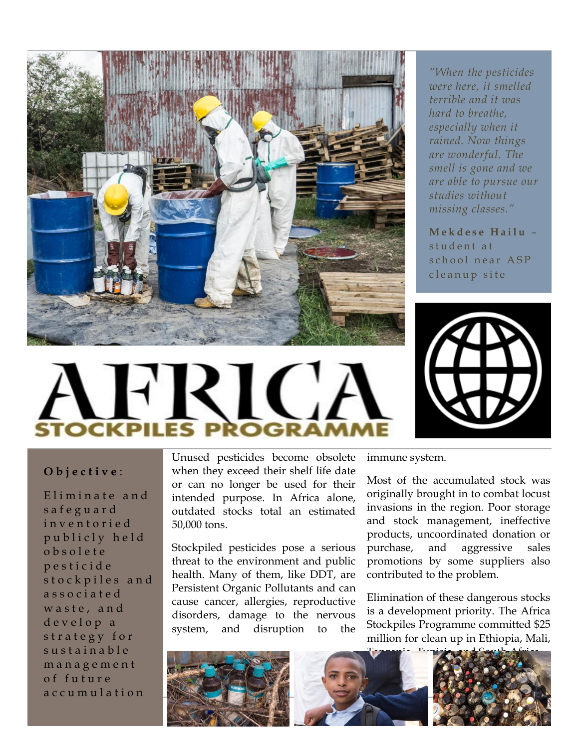> *"When the pesticides were here, it smelled terrible and it was hard to breathe, especially when it rained. Now things are wonderful. The smell is gone and we are able to pursue our studies without missing classes."*
>
> **Mekdese Hailu** – student at school near ASP cleanup site

# AFRICA STOCKPILES PROGRAMME

**Objective:**

Eliminate and safeguard inventoried publicly held obsolete pesticide stockpiles and associated waste, and develop a strategy for sustainable management of future accumulation

Unused pesticides become obsolete when they exceed their shelf life date or can no longer be used for their intended purpose. In Africa alone, outdated stocks total an estimated 50,000 tons.

Stockpiled pesticides pose a serious threat to the environment and public health. Many of them, like DDT, are Persistent Organic Pollutants and can cause cancer, allergies, reproductive disorders, damage to the nervous system, and disruption to the immune system.

Most of the accumulated stock was originally brought in to combat locust invasions in the region. Poor storage and stock management, ineffective products, uncoordinated donation or purchase, and aggressive sales promotions by some suppliers also contributed to the problem.

Elimination of these dangerous stocks is a development priority. The Africa Stockpiles Programme committed $25 million for clean up in Ethiopia, Mali, Tanzania, Tunisia, and South Africa.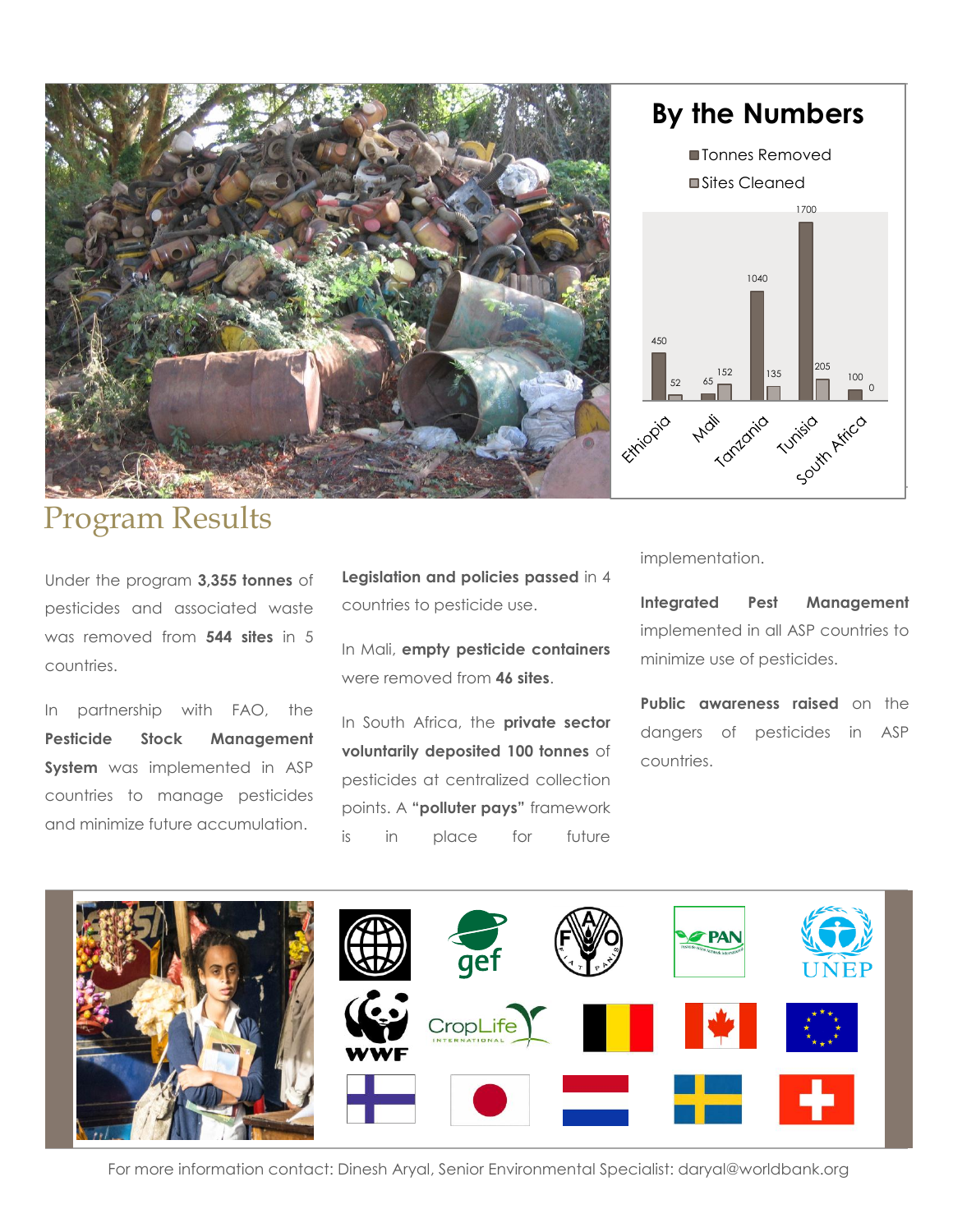## By the Numbers

Tonnes Removed

Sites Cleaned

450

52

65

152

1040

135

1700

205

100

0

Ethiopia

Mali

Tanzania

Tunisia

South Africa

# Program Results

Under the program **3,355 tonnes** of pesticides and associated waste was removed from **544 sites** in 5 countries.

In partnership with FAO, the **Pesticide Stock Management System** was implemented in ASP countries to manage pesticides and minimize future accumulation.

**Legislation and policies passed** in 4 countries to pesticide use.

In Mali, **empty pesticide containers** were removed from **46 sites**.

In South Africa, the **private sector voluntarily deposited 100 tonnes** of pesticides at centralized collection points. A **"polluter pays"** framework is in place for future implementation.

**Integrated Pest Management** implemented in all ASP countries to minimize use of pesticides.

**Public awareness raised** on the dangers of pesticides in ASP countries.

For more information contact: Dinesh Aryal, Senior Environmental Specialist: daryal@worldbank.org